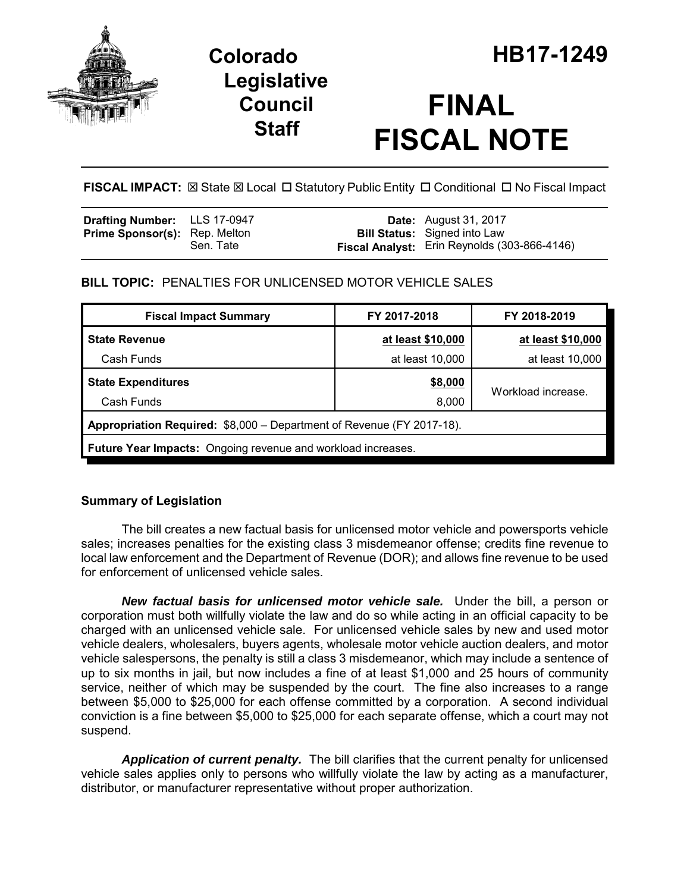# Colorado Legislative Council Staff

# HB17-1249

# FINAL FISCAL NOTE

**FISCAL IMPACT:** ☒ State ☒ Local ☐ Statutory Public Entity ☐ Conditional ☐ No Fiscal Impact

| | | | |
|---|---|---|---|
| **Drafting Number:** | LLS 17-0947 | **Date:** | August 31, 2017 |
| **Prime Sponsor(s):** | Rep. Melton<br>Sen. Tate | **Bill Status:** | Signed into Law |
| | | **Fiscal Analyst:** | Erin Reynolds (303-866-4146) |

**BILL TOPIC:** PENALTIES FOR UNLICENSED MOTOR VEHICLE SALES

| Fiscal Impact Summary | FY 2017-2018 | FY 2018-2019 |
|---|---|---|
| **State Revenue** | **at least $10,000** | **at least $10,000** |
| Cash Funds | at least 10,000 | at least 10,000 |
| **State Expenditures** | **$8,000** | Workload increase. |
| Cash Funds | 8,000 | |
| **Appropriation Required:** $8,000 – Department of Revenue (FY 2017-18). | | |
| **Future Year Impacts:** Ongoing revenue and workload increases. | | |

## Summary of Legislation

The bill creates a new factual basis for unlicensed motor vehicle and powersports vehicle sales; increases penalties for the existing class 3 misdemeanor offense; credits fine revenue to local law enforcement and the Department of Revenue (DOR); and allows fine revenue to be used for enforcement of unlicensed vehicle sales.

***New factual basis for unlicensed motor vehicle sale.*** Under the bill, a person or corporation must both willfully violate the law and do so while acting in an official capacity to be charged with an unlicensed vehicle sale. For unlicensed vehicle sales by new and used motor vehicle dealers, wholesalers, buyers agents, wholesale motor vehicle auction dealers, and motor vehicle salespersons, the penalty is still a class 3 misdemeanor, which may include a sentence of up to six months in jail, but now includes a fine of at least $1,000 and 25 hours of community service, neither of which may be suspended by the court. The fine also increases to a range between $5,000 to $25,000 for each offense committed by a corporation. A second individual conviction is a fine between $5,000 to $25,000 for each separate offense, which a court may not suspend.

***Application of current penalty.*** The bill clarifies that the current penalty for unlicensed vehicle sales applies only to persons who willfully violate the law by acting as a manufacturer, distributor, or manufacturer representative without proper authorization.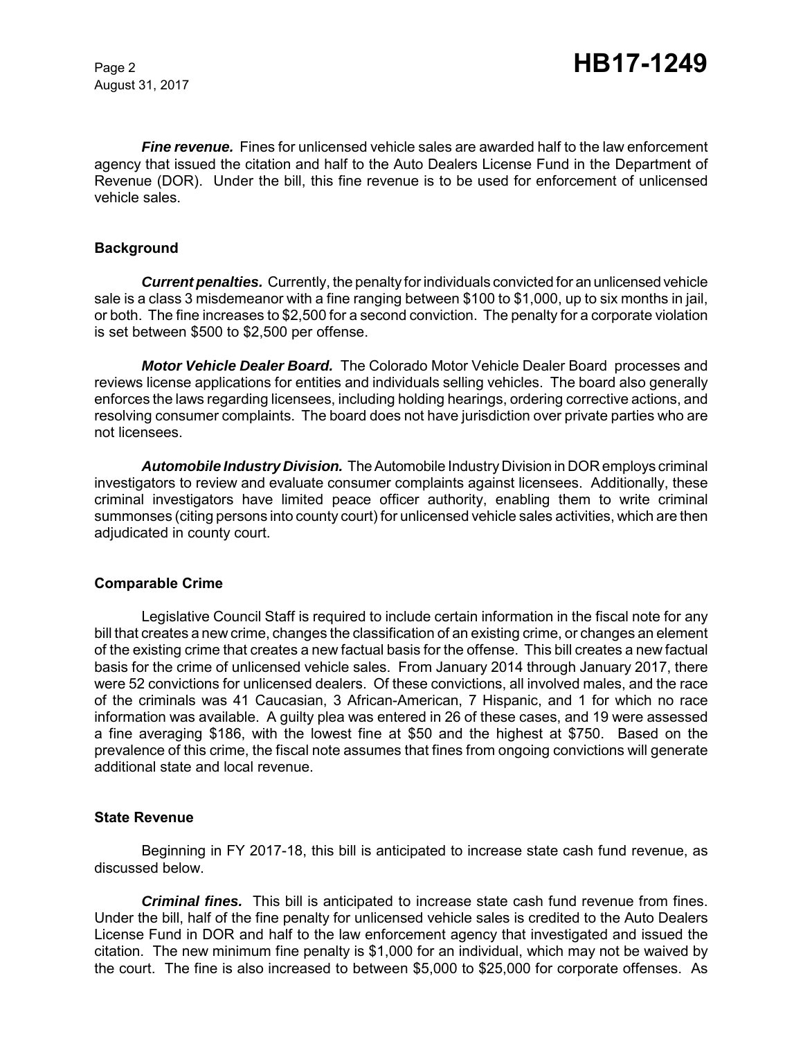***Fine revenue.*** Fines for unlicensed vehicle sales are awarded half to the law enforcement agency that issued the citation and half to the Auto Dealers License Fund in the Department of Revenue (DOR). Under the bill, this fine revenue is to be used for enforcement of unlicensed vehicle sales.

### Background

***Current penalties.*** Currently, the penalty for individuals convicted for an unlicensed vehicle sale is a class 3 misdemeanor with a fine ranging between $100 to $1,000, up to six months in jail, or both. The fine increases to $2,500 for a second conviction. The penalty for a corporate violation is set between $500 to $2,500 per offense.

***Motor Vehicle Dealer Board.*** The Colorado Motor Vehicle Dealer Board processes and reviews license applications for entities and individuals selling vehicles. The board also generally enforces the laws regarding licensees, including holding hearings, ordering corrective actions, and resolving consumer complaints. The board does not have jurisdiction over private parties who are not licensees.

***Automobile Industry Division.*** The Automobile Industry Division in DOR employs criminal investigators to review and evaluate consumer complaints against licensees. Additionally, these criminal investigators have limited peace officer authority, enabling them to write criminal summonses (citing persons into county court) for unlicensed vehicle sales activities, which are then adjudicated in county court.

### Comparable Crime

Legislative Council Staff is required to include certain information in the fiscal note for any bill that creates a new crime, changes the classification of an existing crime, or changes an element of the existing crime that creates a new factual basis for the offense. This bill creates a new factual basis for the crime of unlicensed vehicle sales. From January 2014 through January 2017, there were 52 convictions for unlicensed dealers. Of these convictions, all involved males, and the race of the criminals was 41 Caucasian, 3 African-American, 7 Hispanic, and 1 for which no race information was available. A guilty plea was entered in 26 of these cases, and 19 were assessed a fine averaging $186, with the lowest fine at $50 and the highest at $750. Based on the prevalence of this crime, the fiscal note assumes that fines from ongoing convictions will generate additional state and local revenue.

### State Revenue

Beginning in FY 2017-18, this bill is anticipated to increase state cash fund revenue, as discussed below.

***Criminal fines.*** This bill is anticipated to increase state cash fund revenue from fines. Under the bill, half of the fine penalty for unlicensed vehicle sales is credited to the Auto Dealers License Fund in DOR and half to the law enforcement agency that investigated and issued the citation. The new minimum fine penalty is $1,000 for an individual, which may not be waived by the court. The fine is also increased to between $5,000 to $25,000 for corporate offenses. As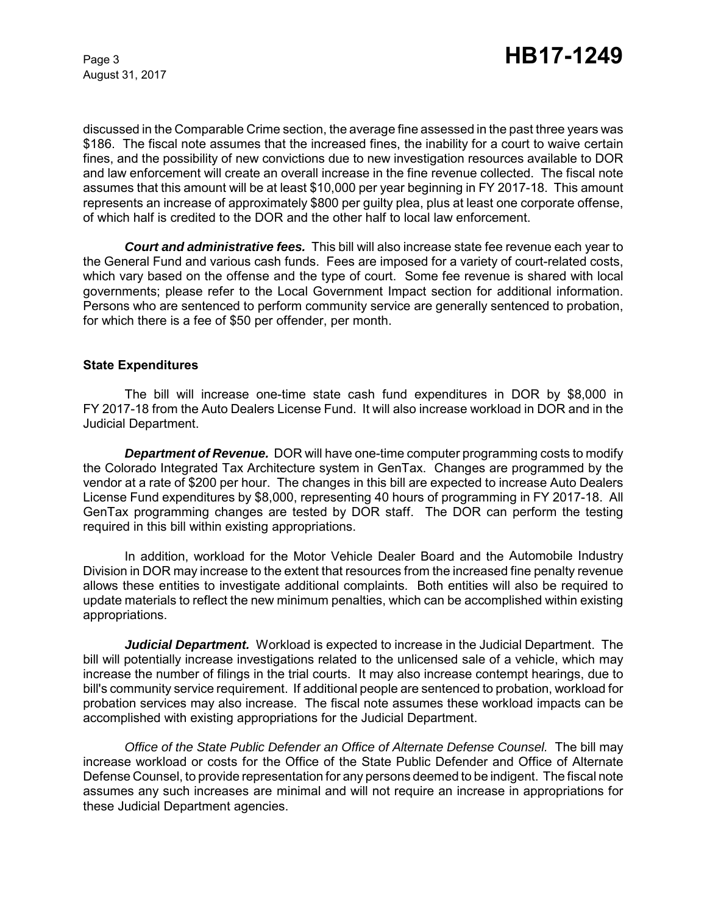discussed in the Comparable Crime section, the average fine assessed in the past three years was $186. The fiscal note assumes that the increased fines, the inability for a court to waive certain fines, and the possibility of new convictions due to new investigation resources available to DOR and law enforcement will create an overall increase in the fine revenue collected. The fiscal note assumes that this amount will be at least $10,000 per year beginning in FY 2017-18. This amount represents an increase of approximately $800 per guilty plea, plus at least one corporate offense, of which half is credited to the DOR and the other half to local law enforcement.

***Court and administrative fees.*** This bill will also increase state fee revenue each year to the General Fund and various cash funds. Fees are imposed for a variety of court-related costs, which vary based on the offense and the type of court. Some fee revenue is shared with local governments; please refer to the Local Government Impact section for additional information. Persons who are sentenced to perform community service are generally sentenced to probation, for which there is a fee of $50 per offender, per month.

**State Expenditures**

The bill will increase one-time state cash fund expenditures in DOR by $8,000 in FY 2017-18 from the Auto Dealers License Fund. It will also increase workload in DOR and in the Judicial Department.

***Department of Revenue.*** DOR will have one-time computer programming costs to modify the Colorado Integrated Tax Architecture system in GenTax. Changes are programmed by the vendor at a rate of $200 per hour. The changes in this bill are expected to increase Auto Dealers License Fund expenditures by $8,000, representing 40 hours of programming in FY 2017-18. All GenTax programming changes are tested by DOR staff. The DOR can perform the testing required in this bill within existing appropriations.

In addition, workload for the Motor Vehicle Dealer Board and the Automobile Industry Division in DOR may increase to the extent that resources from the increased fine penalty revenue allows these entities to investigate additional complaints. Both entities will also be required to update materials to reflect the new minimum penalties, which can be accomplished within existing appropriations.

***Judicial Department.*** Workload is expected to increase in the Judicial Department. The bill will potentially increase investigations related to the unlicensed sale of a vehicle, which may increase the number of filings in the trial courts. It may also increase contempt hearings, due to bill's community service requirement. If additional people are sentenced to probation, workload for probation services may also increase. The fiscal note assumes these workload impacts can be accomplished with existing appropriations for the Judicial Department.

*Office of the State Public Defender an Office of Alternate Defense Counsel.* The bill may increase workload or costs for the Office of the State Public Defender and Office of Alternate Defense Counsel, to provide representation for any persons deemed to be indigent. The fiscal note assumes any such increases are minimal and will not require an increase in appropriations for these Judicial Department agencies.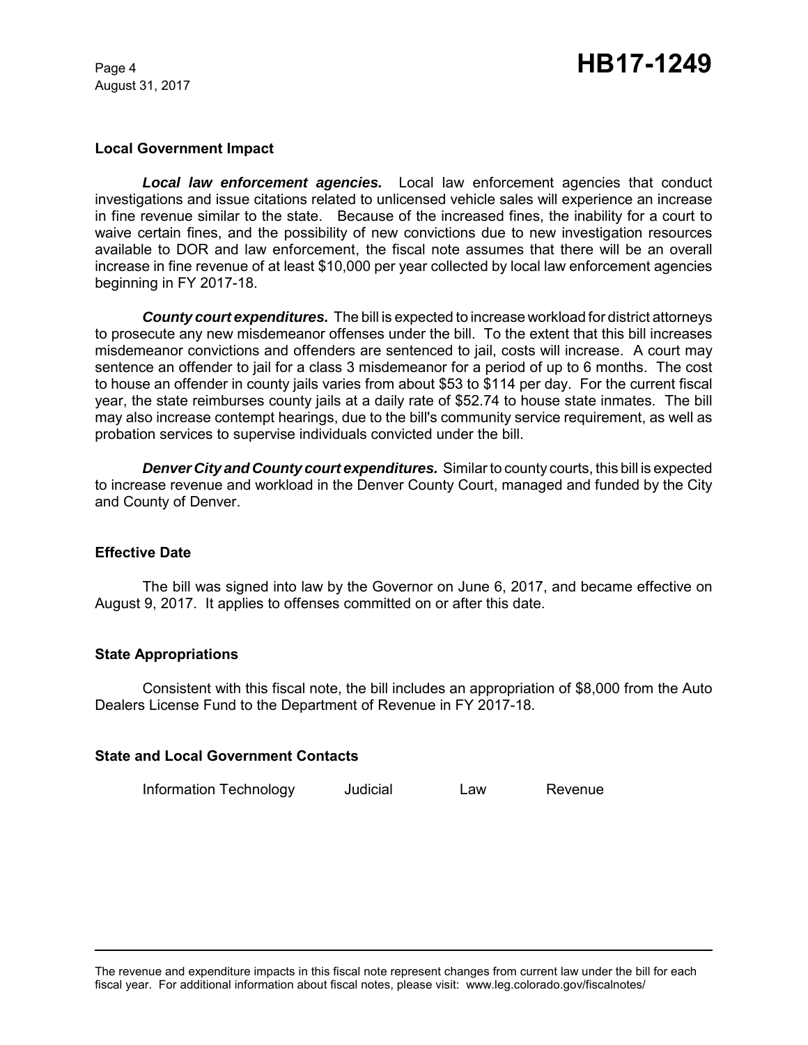### Local Government Impact

***Local law enforcement agencies.*** Local law enforcement agencies that conduct investigations and issue citations related to unlicensed vehicle sales will experience an increase in fine revenue similar to the state. Because of the increased fines, the inability for a court to waive certain fines, and the possibility of new convictions due to new investigation resources available to DOR and law enforcement, the fiscal note assumes that there will be an overall increase in fine revenue of at least $10,000 per year collected by local law enforcement agencies beginning in FY 2017-18.

***County court expenditures.*** The bill is expected to increase workload for district attorneys to prosecute any new misdemeanor offenses under the bill. To the extent that this bill increases misdemeanor convictions and offenders are sentenced to jail, costs will increase. A court may sentence an offender to jail for a class 3 misdemeanor for a period of up to 6 months. The cost to house an offender in county jails varies from about $53 to $114 per day. For the current fiscal year, the state reimburses county jails at a daily rate of $52.74 to house state inmates. The bill may also increase contempt hearings, due to the bill's community service requirement, as well as probation services to supervise individuals convicted under the bill.

***Denver City and County court expenditures.*** Similar to county courts, this bill is expected to increase revenue and workload in the Denver County Court, managed and funded by the City and County of Denver.

### Effective Date

The bill was signed into law by the Governor on June 6, 2017, and became effective on August 9, 2017. It applies to offenses committed on or after this date.

### State Appropriations

Consistent with this fiscal note, the bill includes an appropriation of $8,000 from the Auto Dealers License Fund to the Department of Revenue in FY 2017-18.

### State and Local Government Contacts

Information Technology    Judicial    Law    Revenue

The revenue and expenditure impacts in this fiscal note represent changes from current law under the bill for each fiscal year. For additional information about fiscal notes, please visit: www.leg.colorado.gov/fiscalnotes/